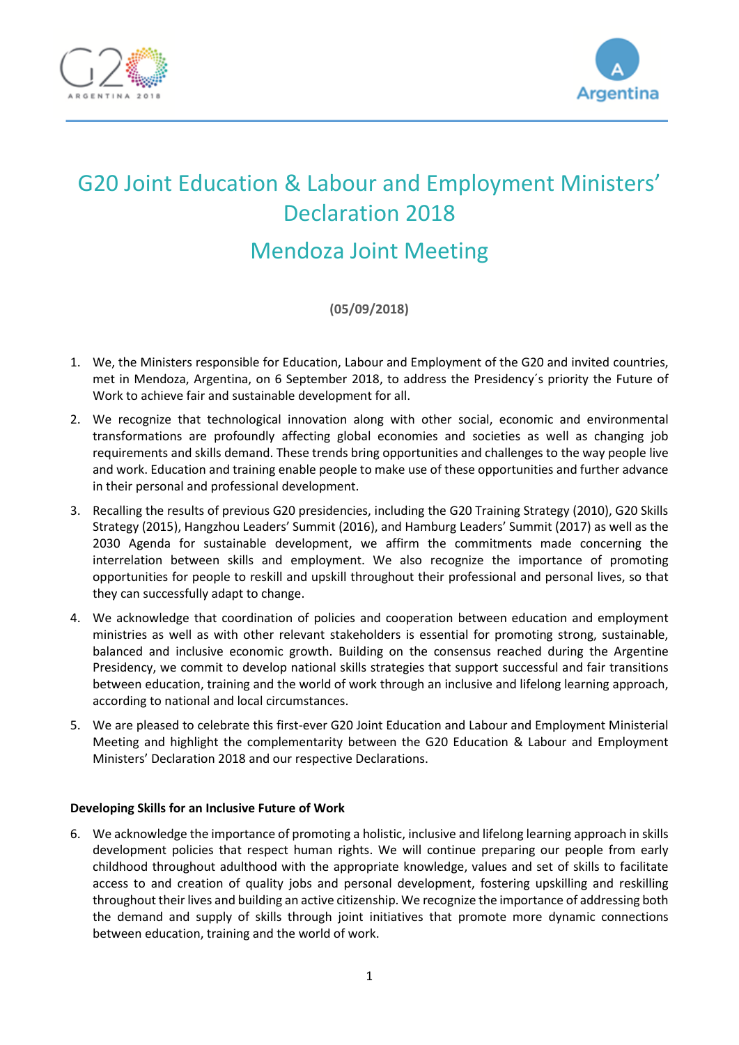# G20 Joint Education & Labour and Employment Ministers' Declaration 2018

## Mendoza Joint Meeting

**(05/09/2018)**

1. We, the Ministers responsible for Education, Labour and Employment of the G20 and invited countries, met in Mendoza, Argentina, on 6 September 2018, to address the Presidency´s priority the Future of Work to achieve fair and sustainable development for all.

2. We recognize that technological innovation along with other social, economic and environmental transformations are profoundly affecting global economies and societies as well as changing job requirements and skills demand. These trends bring opportunities and challenges to the way people live and work. Education and training enable people to make use of these opportunities and further advance in their personal and professional development.

3. Recalling the results of previous G20 presidencies, including the G20 Training Strategy (2010), G20 Skills Strategy (2015), Hangzhou Leaders' Summit (2016), and Hamburg Leaders' Summit (2017) as well as the 2030 Agenda for sustainable development, we affirm the commitments made concerning the interrelation between skills and employment. We also recognize the importance of promoting opportunities for people to reskill and upskill throughout their professional and personal lives, so that they can successfully adapt to change.

4. We acknowledge that coordination of policies and cooperation between education and employment ministries as well as with other relevant stakeholders is essential for promoting strong, sustainable, balanced and inclusive economic growth. Building on the consensus reached during the Argentine Presidency, we commit to develop national skills strategies that support successful and fair transitions between education, training and the world of work through an inclusive and lifelong learning approach, according to national and local circumstances.

5. We are pleased to celebrate this first-ever G20 Joint Education and Labour and Employment Ministerial Meeting and highlight the complementarity between the G20 Education & Labour and Employment Ministers' Declaration 2018 and our respective Declarations.

**Developing Skills for an Inclusive Future of Work**

6. We acknowledge the importance of promoting a holistic, inclusive and lifelong learning approach in skills development policies that respect human rights. We will continue preparing our people from early childhood throughout adulthood with the appropriate knowledge, values and set of skills to facilitate access to and creation of quality jobs and personal development, fostering upskilling and reskilling throughout their lives and building an active citizenship. We recognize the importance of addressing both the demand and supply of skills through joint initiatives that promote more dynamic connections between education, training and the world of work.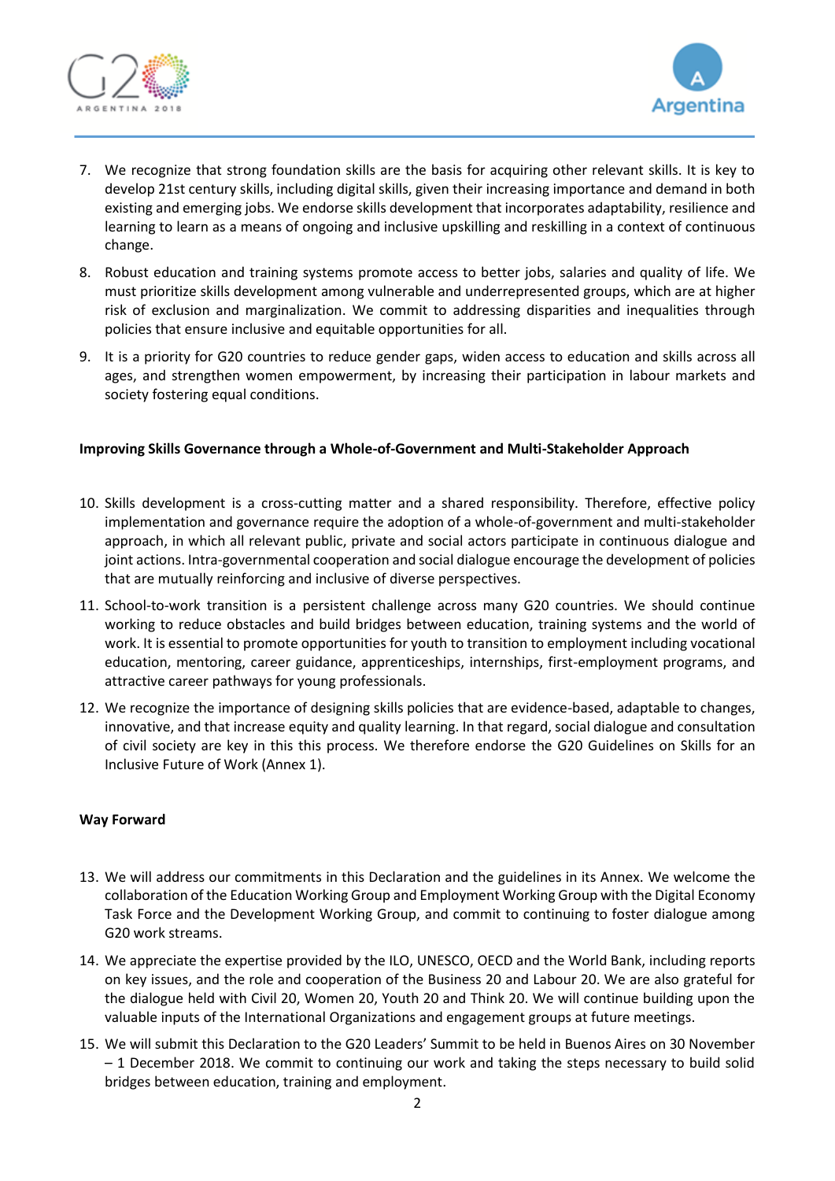7. We recognize that strong foundation skills are the basis for acquiring other relevant skills. It is key to develop 21st century skills, including digital skills, given their increasing importance and demand in both existing and emerging jobs. We endorse skills development that incorporates adaptability, resilience and learning to learn as a means of ongoing and inclusive upskilling and reskilling in a context of continuous change.
8. Robust education and training systems promote access to better jobs, salaries and quality of life. We must prioritize skills development among vulnerable and underrepresented groups, which are at higher risk of exclusion and marginalization. We commit to addressing disparities and inequalities through policies that ensure inclusive and equitable opportunities for all.
9. It is a priority for G20 countries to reduce gender gaps, widen access to education and skills across all ages, and strengthen women empowerment, by increasing their participation in labour markets and society fostering equal conditions.

**Improving Skills Governance through a Whole-of-Government and Multi-Stakeholder Approach**

10. Skills development is a cross-cutting matter and a shared responsibility. Therefore, effective policy implementation and governance require the adoption of a whole-of-government and multi-stakeholder approach, in which all relevant public, private and social actors participate in continuous dialogue and joint actions. Intra-governmental cooperation and social dialogue encourage the development of policies that are mutually reinforcing and inclusive of diverse perspectives.
11. School-to-work transition is a persistent challenge across many G20 countries. We should continue working to reduce obstacles and build bridges between education, training systems and the world of work. It is essential to promote opportunities for youth to transition to employment including vocational education, mentoring, career guidance, apprenticeships, internships, first-employment programs, and attractive career pathways for young professionals.
12. We recognize the importance of designing skills policies that are evidence-based, adaptable to changes, innovative, and that increase equity and quality learning. In that regard, social dialogue and consultation of civil society are key in this this process. We therefore endorse the G20 Guidelines on Skills for an Inclusive Future of Work (Annex 1).

**Way Forward**

13. We will address our commitments in this Declaration and the guidelines in its Annex. We welcome the collaboration of the Education Working Group and Employment Working Group with the Digital Economy Task Force and the Development Working Group, and commit to continuing to foster dialogue among G20 work streams.
14. We appreciate the expertise provided by the ILO, UNESCO, OECD and the World Bank, including reports on key issues, and the role and cooperation of the Business 20 and Labour 20. We are also grateful for the dialogue held with Civil 20, Women 20, Youth 20 and Think 20. We will continue building upon the valuable inputs of the International Organizations and engagement groups at future meetings.
15. We will submit this Declaration to the G20 Leaders' Summit to be held in Buenos Aires on 30 November – 1 December 2018. We commit to continuing our work and taking the steps necessary to build solid bridges between education, training and employment.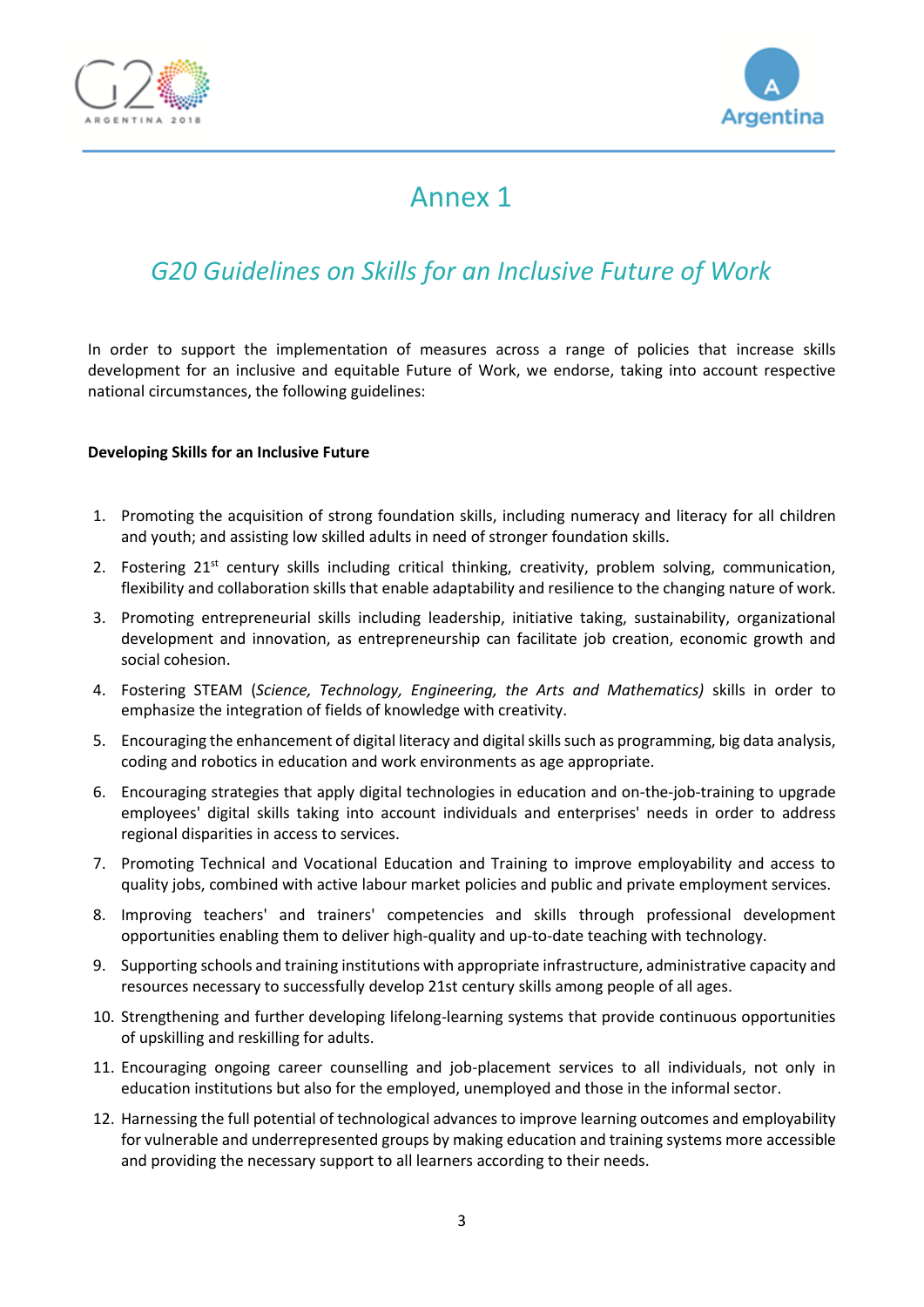# Annex 1

## *G20 Guidelines on Skills for an Inclusive Future of Work*

In order to support the implementation of measures across a range of policies that increase skills development for an inclusive and equitable Future of Work, we endorse, taking into account respective national circumstances, the following guidelines:

**Developing Skills for an Inclusive Future**

1. Promoting the acquisition of strong foundation skills, including numeracy and literacy for all children and youth; and assisting low skilled adults in need of stronger foundation skills.
2. Fostering 21st century skills including critical thinking, creativity, problem solving, communication, flexibility and collaboration skills that enable adaptability and resilience to the changing nature of work.
3. Promoting entrepreneurial skills including leadership, initiative taking, sustainability, organizational development and innovation, as entrepreneurship can facilitate job creation, economic growth and social cohesion.
4. Fostering STEAM (*Science, Technology, Engineering, the Arts and Mathematics)* skills in order to emphasize the integration of fields of knowledge with creativity.
5. Encouraging the enhancement of digital literacy and digital skills such as programming, big data analysis, coding and robotics in education and work environments as age appropriate.
6. Encouraging strategies that apply digital technologies in education and on-the-job-training to upgrade employees' digital skills taking into account individuals and enterprises' needs in order to address regional disparities in access to services.
7. Promoting Technical and Vocational Education and Training to improve employability and access to quality jobs, combined with active labour market policies and public and private employment services.
8. Improving teachers' and trainers' competencies and skills through professional development opportunities enabling them to deliver high-quality and up-to-date teaching with technology.
9. Supporting schools and training institutions with appropriate infrastructure, administrative capacity and resources necessary to successfully develop 21st century skills among people of all ages.
10. Strengthening and further developing lifelong-learning systems that provide continuous opportunities of upskilling and reskilling for adults.
11. Encouraging ongoing career counselling and job-placement services to all individuals, not only in education institutions but also for the employed, unemployed and those in the informal sector.
12. Harnessing the full potential of technological advances to improve learning outcomes and employability for vulnerable and underrepresented groups by making education and training systems more accessible and providing the necessary support to all learners according to their needs.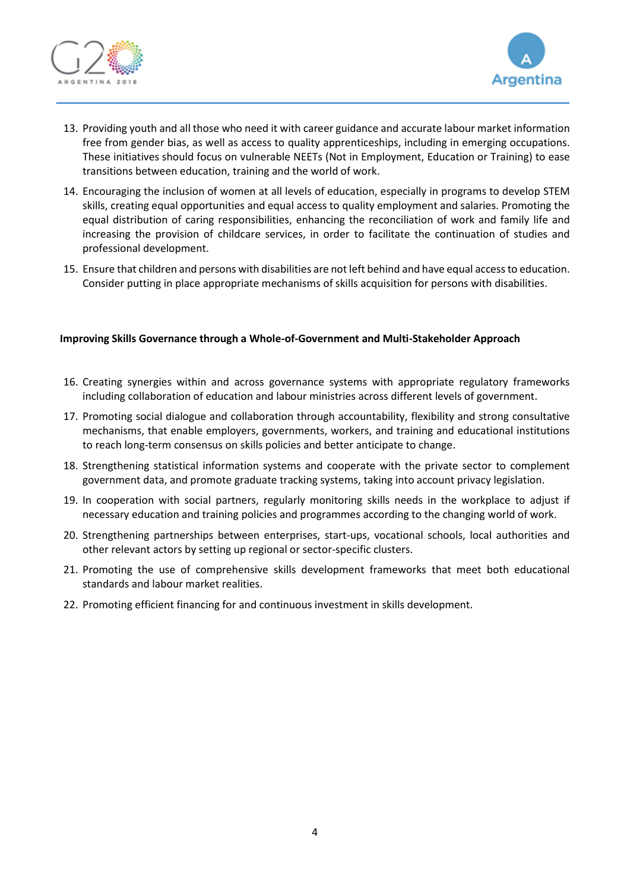13. Providing youth and all those who need it with career guidance and accurate labour market information free from gender bias, as well as access to quality apprenticeships, including in emerging occupations. These initiatives should focus on vulnerable NEETs (Not in Employment, Education or Training) to ease transitions between education, training and the world of work.
14. Encouraging the inclusion of women at all levels of education, especially in programs to develop STEM skills, creating equal opportunities and equal access to quality employment and salaries. Promoting the equal distribution of caring responsibilities, enhancing the reconciliation of work and family life and increasing the provision of childcare services, in order to facilitate the continuation of studies and professional development.
15. Ensure that children and persons with disabilities are not left behind and have equal access to education. Consider putting in place appropriate mechanisms of skills acquisition for persons with disabilities.

**Improving Skills Governance through a Whole-of-Government and Multi-Stakeholder Approach**

16. Creating synergies within and across governance systems with appropriate regulatory frameworks including collaboration of education and labour ministries across different levels of government.
17. Promoting social dialogue and collaboration through accountability, flexibility and strong consultative mechanisms, that enable employers, governments, workers, and training and educational institutions to reach long-term consensus on skills policies and better anticipate to change.
18. Strengthening statistical information systems and cooperate with the private sector to complement government data, and promote graduate tracking systems, taking into account privacy legislation.
19. In cooperation with social partners, regularly monitoring skills needs in the workplace to adjust if necessary education and training policies and programmes according to the changing world of work.
20. Strengthening partnerships between enterprises, start-ups, vocational schools, local authorities and other relevant actors by setting up regional or sector-specific clusters.
21. Promoting the use of comprehensive skills development frameworks that meet both educational standards and labour market realities.
22. Promoting efficient financing for and continuous investment in skills development.